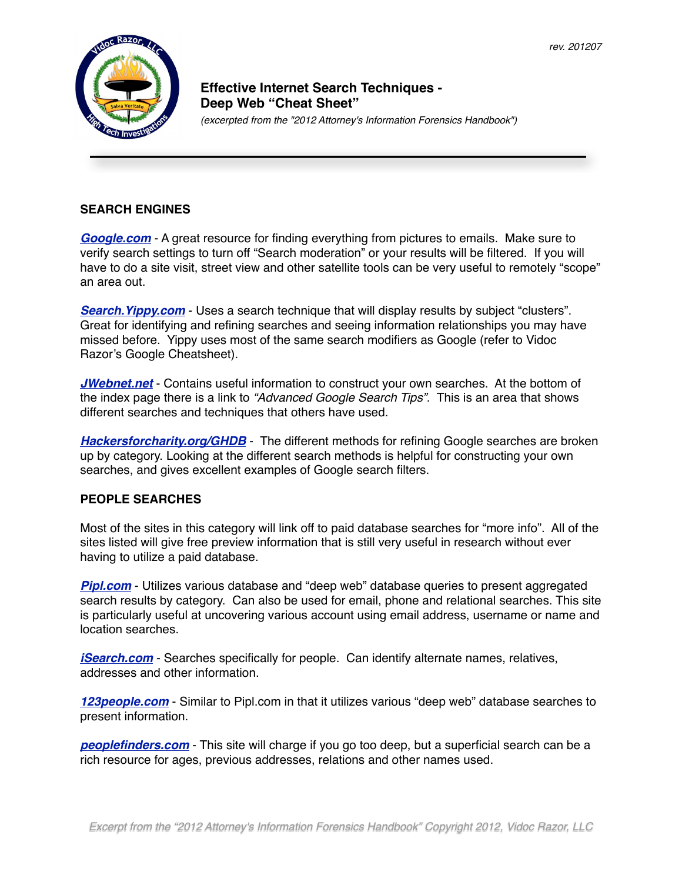rev. 201207

# Effective Internet Search Techniques - Deep Web "Cheat Sheet"

*(excerpted from the "2012 Attorney's Information Forensics Handbook")*

## SEARCH ENGINES

***Google.com*** - A great resource for finding everything from pictures to emails. Make sure to verify search settings to turn off "Search moderation" or your results will be filtered. If you will have to do a site visit, street view and other satellite tools can be very useful to remotely "scope" an area out.

***Search.Yippy.com*** - Uses a search technique that will display results by subject "clusters". Great for identifying and refining searches and seeing information relationships you may have missed before. Yippy uses most of the same search modifiers as Google (refer to Vidoc Razor's Google Cheatsheet).

***JWebnet.net*** - Contains useful information to construct your own searches. At the bottom of the index page there is a link to *"Advanced Google Search Tips"*. This is an area that shows different searches and techniques that others have used.

***Hackersforcharity.org/GHDB*** - The different methods for refining Google searches are broken up by category. Looking at the different search methods is helpful for constructing your own searches, and gives excellent examples of Google search filters.

## PEOPLE SEARCHES

Most of the sites in this category will link off to paid database searches for "more info". All of the sites listed will give free preview information that is still very useful in research without ever having to utilize a paid database.

***Pipl.com*** - Utilizes various database and "deep web" database queries to present aggregated search results by category. Can also be used for email, phone and relational searches. This site is particularly useful at uncovering various account using email address, username or name and location searches.

***iSearch.com*** - Searches specifically for people. Can identify alternate names, relatives, addresses and other information.

***123people.com*** - Similar to Pipl.com in that it utilizes various "deep web" database searches to present information.

***peoplefinders.com*** - This site will charge if you go too deep, but a superficial search can be a rich resource for ages, previous addresses, relations and other names used.

*Excerpt from the "2012 Attorney's Information Forensics Handbook" Copyright 2012, Vidoc Razor, LLC*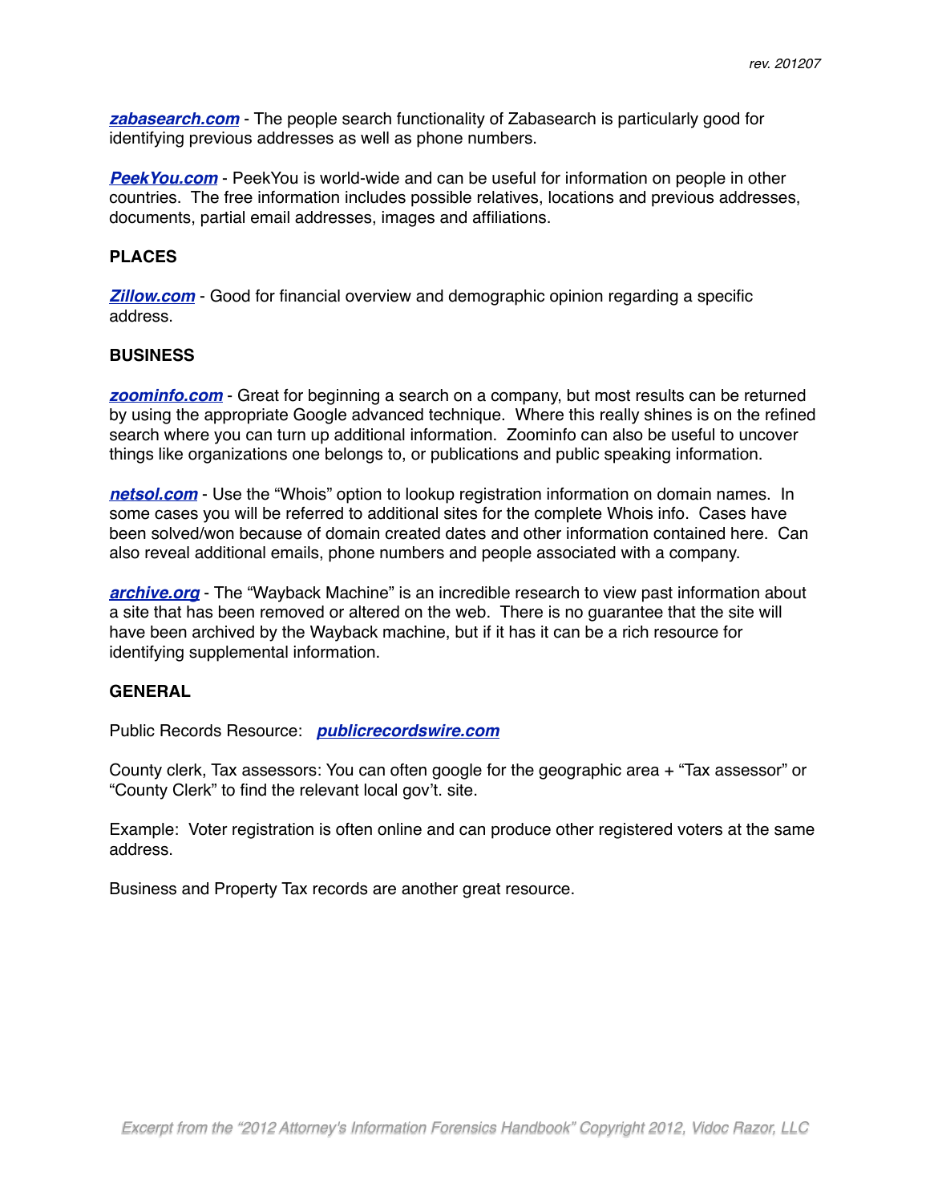***zabasearch.com*** - The people search functionality of Zabasearch is particularly good for identifying previous addresses as well as phone numbers.

***PeekYou.com*** - PeekYou is world-wide and can be useful for information on people in other countries. The free information includes possible relatives, locations and previous addresses, documents, partial email addresses, images and affiliations.

**PLACES**

***Zillow.com*** - Good for financial overview and demographic opinion regarding a specific address.

**BUSINESS**

***zoominfo.com*** - Great for beginning a search on a company, but most results can be returned by using the appropriate Google advanced technique. Where this really shines is on the refined search where you can turn up additional information. Zoominfo can also be useful to uncover things like organizations one belongs to, or publications and public speaking information.

***netsol.com*** - Use the "Whois" option to lookup registration information on domain names. In some cases you will be referred to additional sites for the complete Whois info. Cases have been solved/won because of domain created dates and other information contained here. Can also reveal additional emails, phone numbers and people associated with a company.

***archive.org*** - The "Wayback Machine" is an incredible research to view past information about a site that has been removed or altered on the web. There is no guarantee that the site will have been archived by the Wayback machine, but if it has it can be a rich resource for identifying supplemental information.

**GENERAL**

Public Records Resource: ***publicrecordswire.com***

County clerk, Tax assessors: You can often google for the geographic area + "Tax assessor" or "County Clerk" to find the relevant local gov't. site.

Example: Voter registration is often online and can produce other registered voters at the same address.

Business and Property Tax records are another great resource.